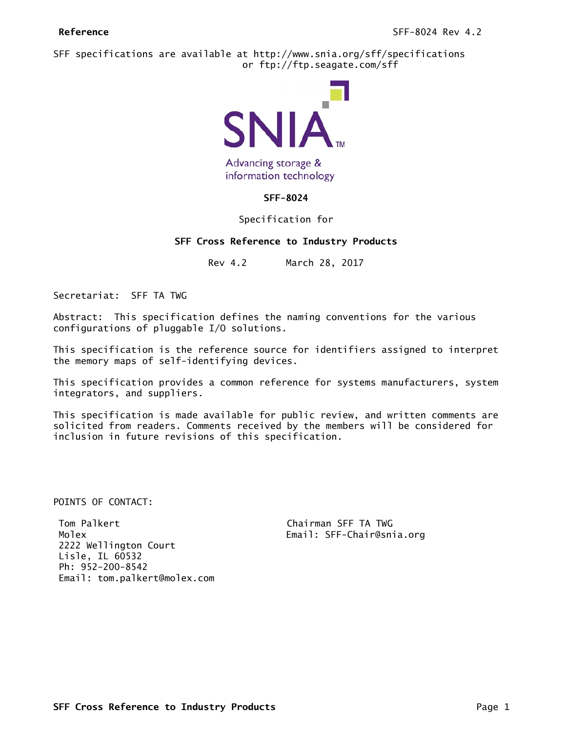SFF specifications are available at http://www.snia.org/sff/specifications or ftp://ftp.seagate.com/sff

Advancing storage & information technology

# SFF-8024

Specification for

## SFF Cross Reference to Industry Products

Rev 4.2 March 28, 2017

Secretariat: SFF TA TWG

Abstract: This specification defines the naming conventions for the various configurations of pluggable I/O solutions.

This specification is the reference source for identifiers assigned to interpret the memory maps of self-identifying devices.

This specification provides a common reference for systems manufacturers, system integrators, and suppliers.

This specification is made available for public review, and written comments are solicited from readers. Comments received by the members will be considered for inclusion in future revisions of this specification.

POINTS OF CONTACT:

Tom Palkert
Molex
2222 Wellington Court
Lisle, IL 60532
Ph: 952-200-8542
Email: tom.palkert@molex.com

Chairman SFF TA TWG
Email: SFF-Chair@snia.org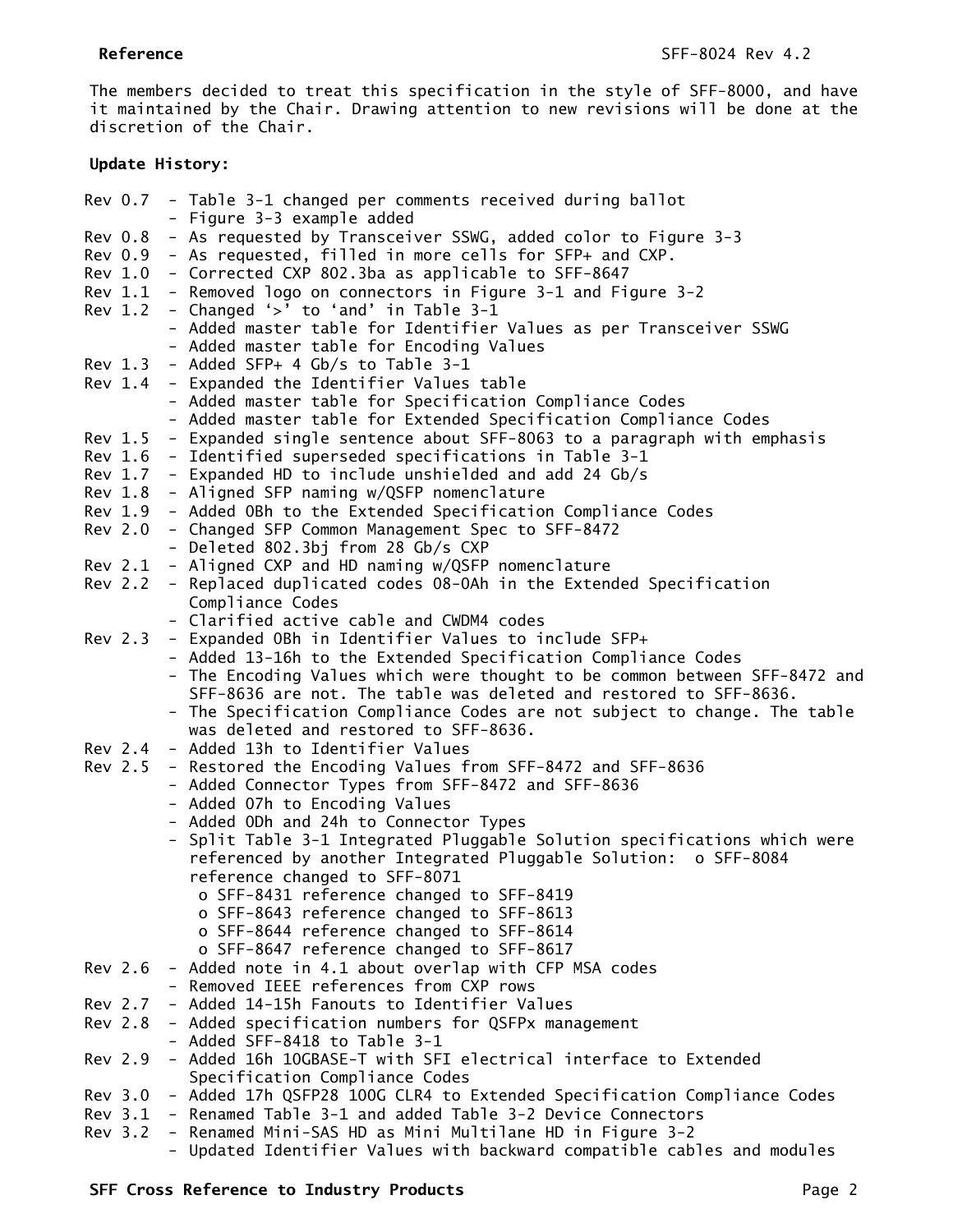The members decided to treat this specification in the style of SFF-8000, and have it maintained by the Chair. Drawing attention to new revisions will be done at the discretion of the Chair.

**Update History:**

Rev 0.7 - Table 3-1 changed per comments received during ballot
- Figure 3-3 example added

Rev 0.8 - As requested by Transceiver SSWG, added color to Figure 3-3

Rev 0.9 - As requested, filled in more cells for SFP+ and CXP.

Rev 1.0 - Corrected CXP 802.3ba as applicable to SFF-8647

Rev 1.1 - Removed logo on connectors in Figure 3-1 and Figure 3-2

Rev 1.2 - Changed '>' to 'and' in Table 3-1
- Added master table for Identifier Values as per Transceiver SSWG
- Added master table for Encoding Values

Rev 1.3 - Added SFP+ 4 Gb/s to Table 3-1

Rev 1.4 - Expanded the Identifier Values table
- Added master table for Specification Compliance Codes
- Added master table for Extended Specification Compliance Codes

Rev 1.5 - Expanded single sentence about SFF-8063 to a paragraph with emphasis

Rev 1.6 - Identified superseded specifications in Table 3-1

Rev 1.7 - Expanded HD to include unshielded and add 24 Gb/s

Rev 1.8 - Aligned SFP naming w/QSFP nomenclature

Rev 1.9 - Added 0Bh to the Extended Specification Compliance Codes

Rev 2.0 - Changed SFP Common Management Spec to SFF-8472
- Deleted 802.3bj from 28 Gb/s CXP

Rev 2.1 - Aligned CXP and HD naming w/QSFP nomenclature

Rev 2.2 - Replaced duplicated codes 08-0Ah in the Extended Specification Compliance Codes
- Clarified active cable and CWDM4 codes

Rev 2.3 - Expanded 0Bh in Identifier Values to include SFP+
- Added 13-16h to the Extended Specification Compliance Codes
- The Encoding Values which were thought to be common between SFF-8472 and SFF-8636 are not. The table was deleted and restored to SFF-8636.
- The Specification Compliance Codes are not subject to change. The table was deleted and restored to SFF-8636.

Rev 2.4 - Added 13h to Identifier Values

Rev 2.5 - Restored the Encoding Values from SFF-8472 and SFF-8636
- Added Connector Types from SFF-8472 and SFF-8636
- Added 07h to Encoding Values
- Added 0Dh and 24h to Connector Types
- Split Table 3-1 Integrated Pluggable Solution specifications which were referenced by another Integrated Pluggable Solution:
  - o SFF-8084 reference changed to SFF-8071
  - o SFF-8431 reference changed to SFF-8419
  - o SFF-8643 reference changed to SFF-8613
  - o SFF-8644 reference changed to SFF-8614
  - o SFF-8647 reference changed to SFF-8617

Rev 2.6 - Added note in 4.1 about overlap with CFP MSA codes
- Removed IEEE references from CXP rows

Rev 2.7 - Added 14-15h Fanouts to Identifier Values

Rev 2.8 - Added specification numbers for QSFPx management
- Added SFF-8418 to Table 3-1

Rev 2.9 - Added 16h 10GBASE-T with SFI electrical interface to Extended Specification Compliance Codes

Rev 3.0 - Added 17h QSFP28 100G CLR4 to Extended Specification Compliance Codes

Rev 3.1 - Renamed Table 3-1 and added Table 3-2 Device Connectors

Rev 3.2 - Renamed Mini-SAS HD as Mini Multilane HD in Figure 3-2
- Updated Identifier Values with backward compatible cables and modules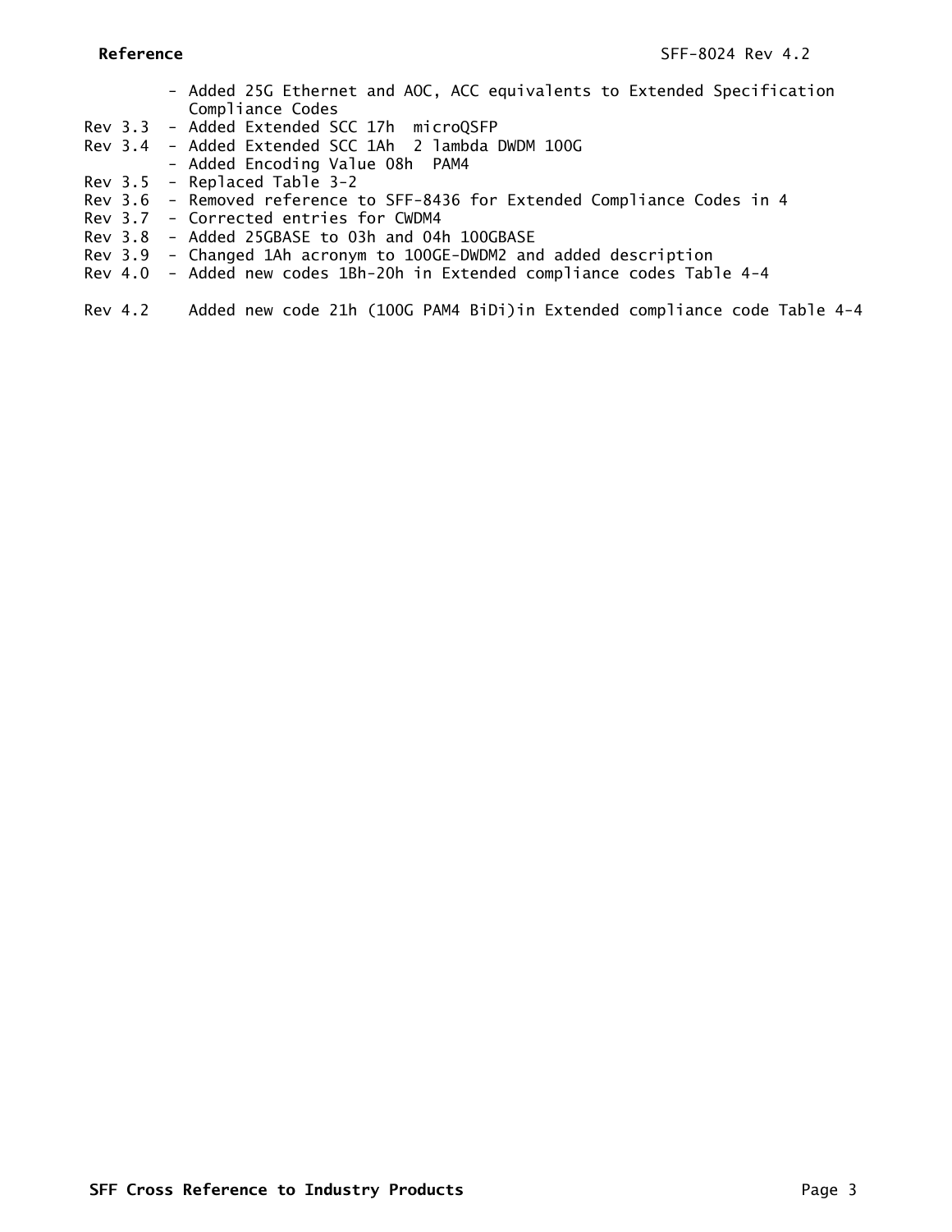- Added 25G Ethernet and AOC, ACC equivalents to Extended Specification Compliance Codes

Rev 3.3 - Added Extended SCC 17h microQSFP
Rev 3.4 - Added Extended SCC 1Ah 2 lambda DWDM 100G
- Added Encoding Value 08h PAM4
Rev 3.5 - Replaced Table 3-2
Rev 3.6 - Removed reference to SFF-8436 for Extended Compliance Codes in 4
Rev 3.7 - Corrected entries for CWDM4
Rev 3.8 - Added 25GBASE to 03h and 04h 100GBASE
Rev 3.9 - Changed 1Ah acronym to 100GE-DWDM2 and added description
Rev 4.0 - Added new codes 1Bh-20h in Extended compliance codes Table 4-4

Rev 4.2 Added new code 21h (100G PAM4 BiDi)in Extended compliance code Table 4-4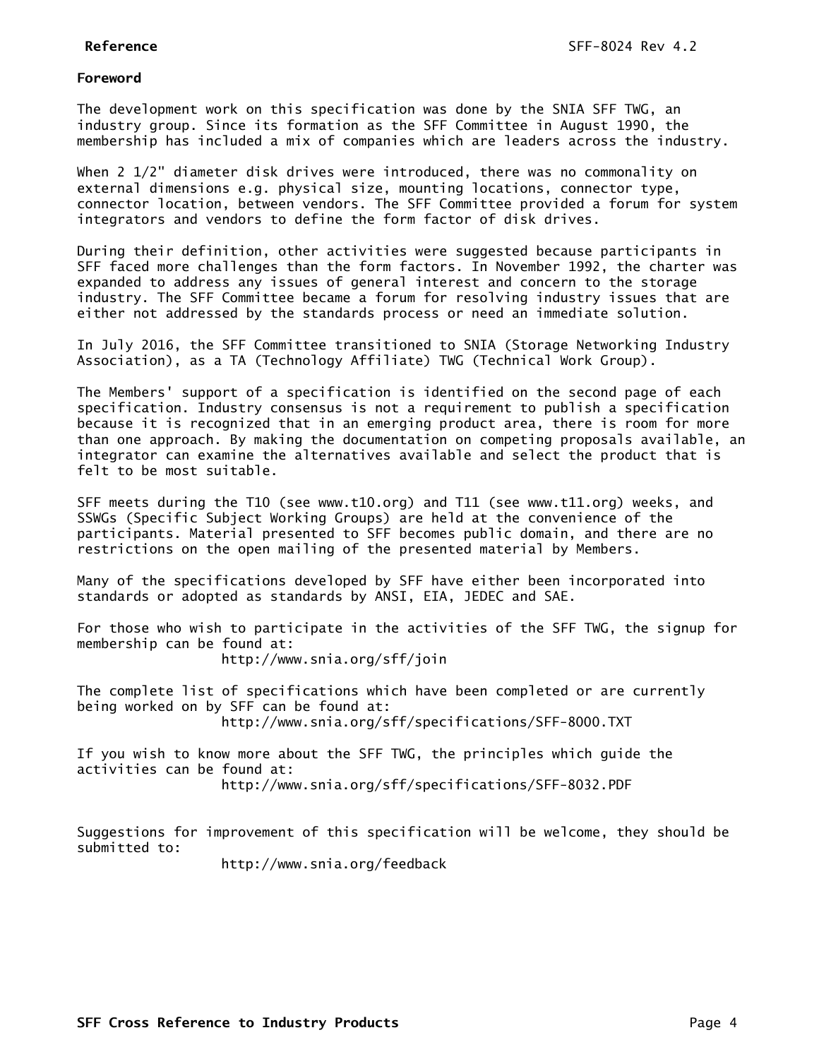## Foreword

The development work on this specification was done by the SNIA SFF TWG, an industry group. Since its formation as the SFF Committee in August 1990, the membership has included a mix of companies which are leaders across the industry.

When 2 1/2" diameter disk drives were introduced, there was no commonality on external dimensions e.g. physical size, mounting locations, connector type, connector location, between vendors. The SFF Committee provided a forum for system integrators and vendors to define the form factor of disk drives.

During their definition, other activities were suggested because participants in SFF faced more challenges than the form factors. In November 1992, the charter was expanded to address any issues of general interest and concern to the storage industry. The SFF Committee became a forum for resolving industry issues that are either not addressed by the standards process or need an immediate solution.

In July 2016, the SFF Committee transitioned to SNIA (Storage Networking Industry Association), as a TA (Technology Affiliate) TWG (Technical Work Group).

The Members' support of a specification is identified on the second page of each specification. Industry consensus is not a requirement to publish a specification because it is recognized that in an emerging product area, there is room for more than one approach. By making the documentation on competing proposals available, an integrator can examine the alternatives available and select the product that is felt to be most suitable.

SFF meets during the T10 (see www.t10.org) and T11 (see www.t11.org) weeks, and SSWGs (Specific Subject Working Groups) are held at the convenience of the participants. Material presented to SFF becomes public domain, and there are no restrictions on the open mailing of the presented material by Members.

Many of the specifications developed by SFF have either been incorporated into standards or adopted as standards by ANSI, EIA, JEDEC and SAE.

For those who wish to participate in the activities of the SFF TWG, the signup for membership can be found at:
http://www.snia.org/sff/join

The complete list of specifications which have been completed or are currently being worked on by SFF can be found at:
http://www.snia.org/sff/specifications/SFF-8000.TXT

If you wish to know more about the SFF TWG, the principles which guide the activities can be found at:
http://www.snia.org/sff/specifications/SFF-8032.PDF

Suggestions for improvement of this specification will be welcome, they should be submitted to:
http://www.snia.org/feedback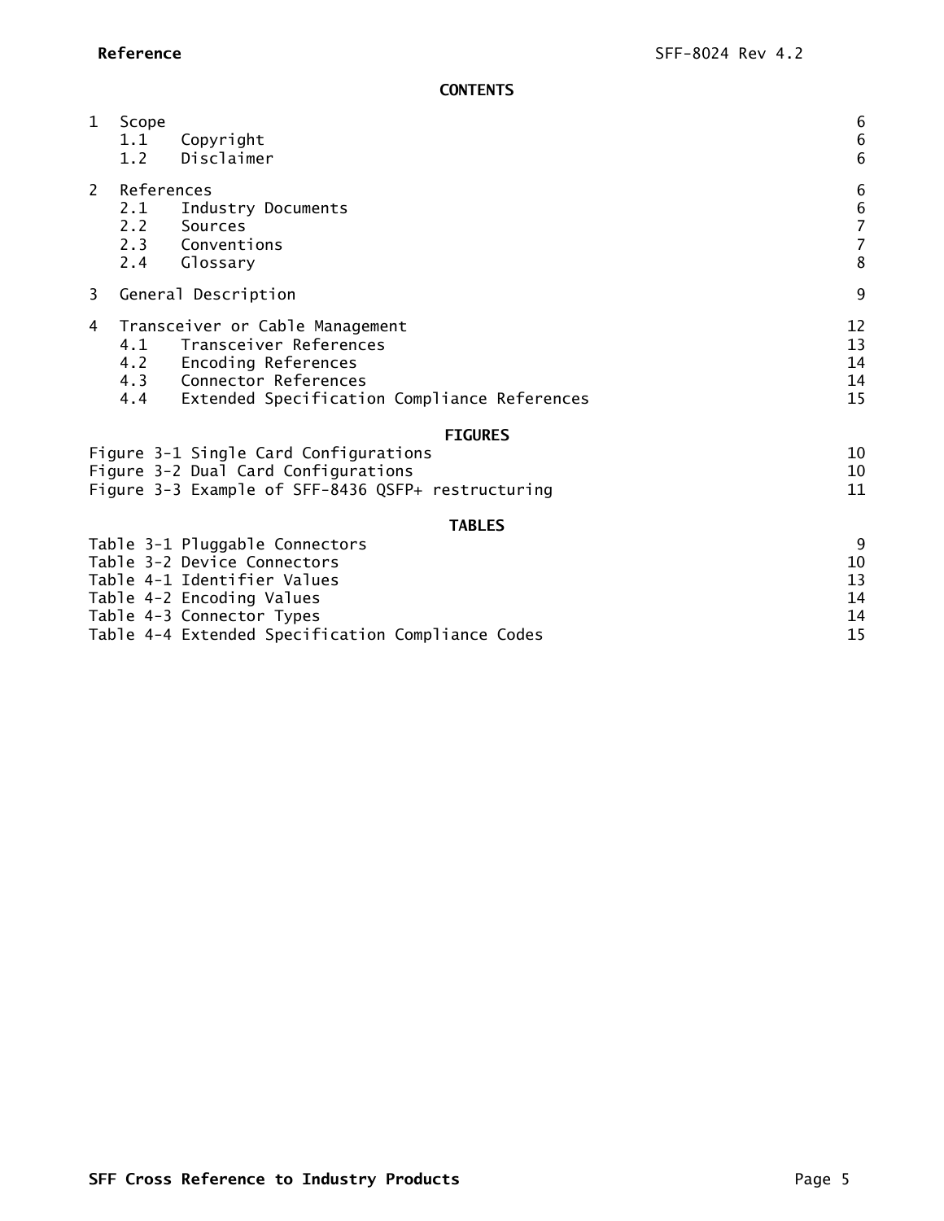## CONTENTS

| | | |
|---|---|---|
| 1 | Scope | 6 |
| | 1.1 Copyright | 6 |
| | 1.2 Disclaimer | 6 |
| 2 | References | 6 |
| | 2.1 Industry Documents | 6 |
| | 2.2 Sources | 7 |
| | 2.3 Conventions | 7 |
| | 2.4 Glossary | 8 |
| 3 | General Description | 9 |
| 4 | Transceiver or Cable Management | 12 |
| | 4.1 Transceiver References | 13 |
| | 4.2 Encoding References | 14 |
| | 4.3 Connector References | 14 |
| | 4.4 Extended Specification Compliance References | 15 |

## FIGURES

| | |
|---|---|
| Figure 3-1 Single Card Configurations | 10 |
| Figure 3-2 Dual Card Configurations | 10 |
| Figure 3-3 Example of SFF-8436 QSFP+ restructuring | 11 |

## TABLES

| | |
|---|---|
| Table 3-1 Pluggable Connectors | 9 |
| Table 3-2 Device Connectors | 10 |
| Table 4-1 Identifier Values | 13 |
| Table 4-2 Encoding Values | 14 |
| Table 4-3 Connector Types | 14 |
| Table 4-4 Extended Specification Compliance Codes | 15 |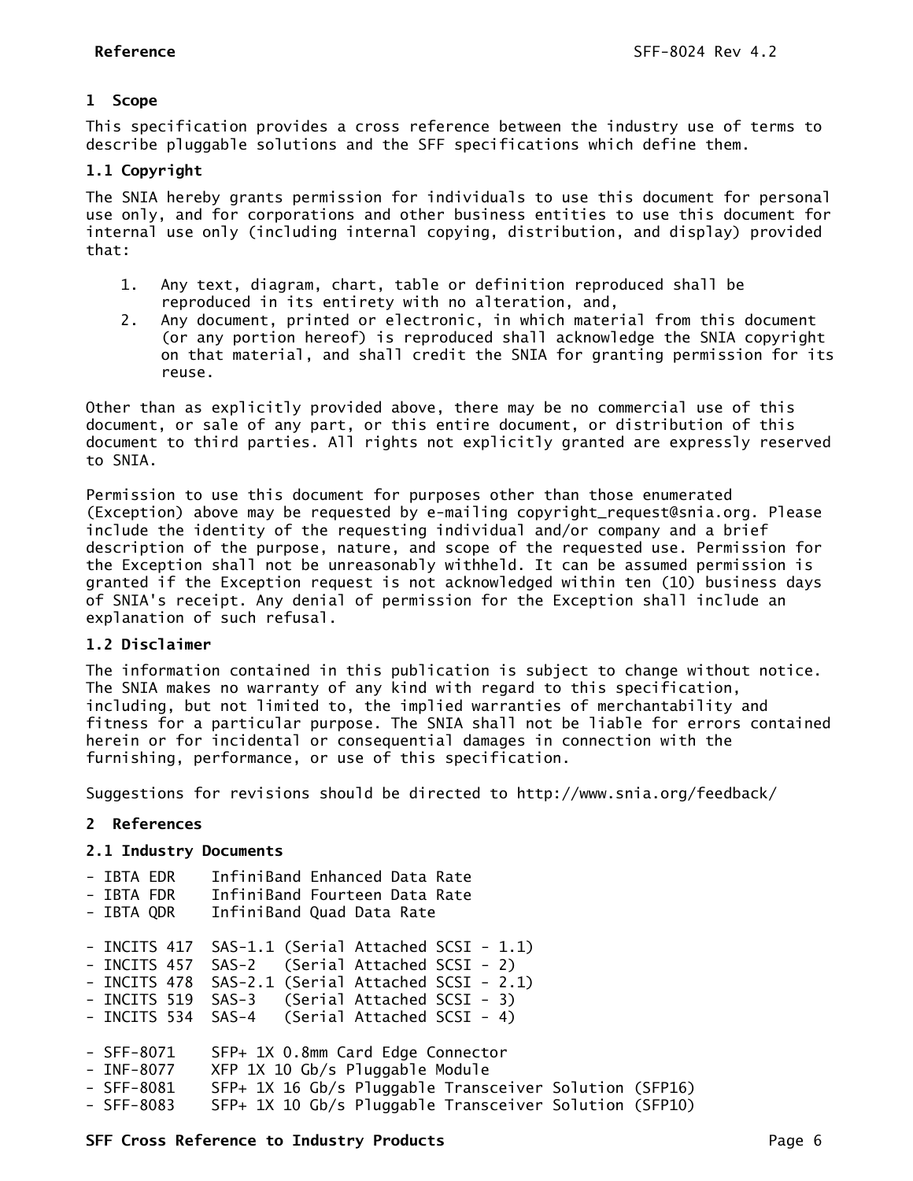# 1 Scope

This specification provides a cross reference between the industry use of terms to describe pluggable solutions and the SFF specifications which define them.

## 1.1 Copyright

The SNIA hereby grants permission for individuals to use this document for personal use only, and for corporations and other business entities to use this document for internal use only (including internal copying, distribution, and display) provided that:

1. Any text, diagram, chart, table or definition reproduced shall be reproduced in its entirety with no alteration, and,
2. Any document, printed or electronic, in which material from this document (or any portion hereof) is reproduced shall acknowledge the SNIA copyright on that material, and shall credit the SNIA for granting permission for its reuse.

Other than as explicitly provided above, there may be no commercial use of this document, or sale of any part, or this entire document, or distribution of this document to third parties. All rights not explicitly granted are expressly reserved to SNIA.

Permission to use this document for purposes other than those enumerated (Exception) above may be requested by e-mailing copyright_request@snia.org. Please include the identity of the requesting individual and/or company and a brief description of the purpose, nature, and scope of the requested use. Permission for the Exception shall not be unreasonably withheld. It can be assumed permission is granted if the Exception request is not acknowledged within ten (10) business days of SNIA's receipt. Any denial of permission for the Exception shall include an explanation of such refusal.

## 1.2 Disclaimer

The information contained in this publication is subject to change without notice. The SNIA makes no warranty of any kind with regard to this specification, including, but not limited to, the implied warranties of merchantability and fitness for a particular purpose. The SNIA shall not be liable for errors contained herein or for incidental or consequential damages in connection with the furnishing, performance, or use of this specification.

Suggestions for revisions should be directed to http://www.snia.org/feedback/

# 2 References

## 2.1 Industry Documents

```
- IBTA EDR    InfiniBand Enhanced Data Rate
- IBTA FDR    InfiniBand Fourteen Data Rate
- IBTA QDR    InfiniBand Quad Data Rate

- INCITS 417  SAS-1.1 (Serial Attached SCSI - 1.1)
- INCITS 457  SAS-2   (Serial Attached SCSI - 2)
- INCITS 478  SAS-2.1 (Serial Attached SCSI - 2.1)
- INCITS 519  SAS-3   (Serial Attached SCSI - 3)
- INCITS 534  SAS-4   (Serial Attached SCSI - 4)

- SFF-8071    SFP+ 1X 0.8mm Card Edge Connector
- INF-8077    XFP 1X 10 Gb/s Pluggable Module
- SFF-8081    SFP+ 1X 16 Gb/s Pluggable Transceiver Solution (SFP16)
- SFF-8083    SFP+ 1X 10 Gb/s Pluggable Transceiver Solution (SFP10)
```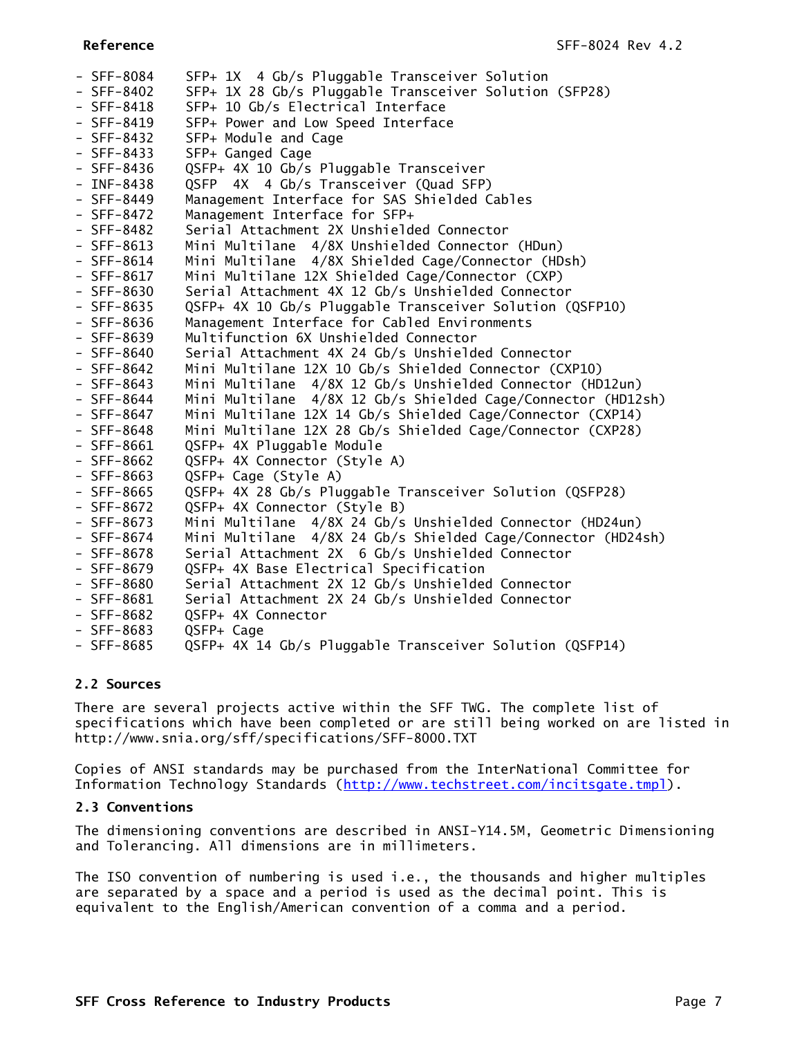- SFF-8084 SFP+ 1X 4 Gb/s Pluggable Transceiver Solution
- SFF-8402 SFP+ 1X 28 Gb/s Pluggable Transceiver Solution (SFP28)
- SFF-8418 SFP+ 10 Gb/s Electrical Interface
- SFF-8419 SFP+ Power and Low Speed Interface
- SFF-8432 SFP+ Module and Cage
- SFF-8433 SFP+ Ganged Cage
- SFF-8436 QSFP+ 4X 10 Gb/s Pluggable Transceiver
- INF-8438 QSFP 4X 4 Gb/s Transceiver (Quad SFP)
- SFF-8449 Management Interface for SAS Shielded Cables
- SFF-8472 Management Interface for SFP+
- SFF-8482 Serial Attachment 2X Unshielded Connector
- SFF-8613 Mini Multilane 4/8X Unshielded Connector (HDun)
- SFF-8614 Mini Multilane 4/8X Shielded Cage/Connector (HDsh)
- SFF-8617 Mini Multilane 12X Shielded Cage/Connector (CXP)
- SFF-8630 Serial Attachment 4X 12 Gb/s Unshielded Connector
- SFF-8635 QSFP+ 4X 10 Gb/s Pluggable Transceiver Solution (QSFP10)
- SFF-8636 Management Interface for Cabled Environments
- SFF-8639 Multifunction 6X Unshielded Connector
- SFF-8640 Serial Attachment 4X 24 Gb/s Unshielded Connector
- SFF-8642 Mini Multilane 12X 10 Gb/s Shielded Connector (CXP10)
- SFF-8643 Mini Multilane 4/8X 12 Gb/s Unshielded Connector (HD12un)
- SFF-8644 Mini Multilane 4/8X 12 Gb/s Shielded Cage/Connector (HD12sh)
- SFF-8647 Mini Multilane 12X 14 Gb/s Shielded Cage/Connector (CXP14)
- SFF-8648 Mini Multilane 12X 28 Gb/s Shielded Cage/Connector (CXP28)
- SFF-8661 QSFP+ 4X Pluggable Module
- SFF-8662 QSFP+ 4X Connector (Style A)
- SFF-8663 QSFP+ Cage (Style A)
- SFF-8665 QSFP+ 4X 28 Gb/s Pluggable Transceiver Solution (QSFP28)
- SFF-8672 QSFP+ 4X Connector (Style B)
- SFF-8673 Mini Multilane 4/8X 24 Gb/s Unshielded Connector (HD24un)
- SFF-8674 Mini Multilane 4/8X 24 Gb/s Shielded Cage/Connector (HD24sh)
- SFF-8678 Serial Attachment 2X 6 Gb/s Unshielded Connector
- SFF-8679 QSFP+ 4X Base Electrical Specification
- SFF-8680 Serial Attachment 2X 12 Gb/s Unshielded Connector
- SFF-8681 Serial Attachment 2X 24 Gb/s Unshielded Connector
- SFF-8682 QSFP+ 4X Connector
- SFF-8683 QSFP+ Cage
- SFF-8685 QSFP+ 4X 14 Gb/s Pluggable Transceiver Solution (QSFP14)

## 2.2 Sources

There are several projects active within the SFF TWG. The complete list of specifications which have been completed or are still being worked on are listed in http://www.snia.org/sff/specifications/SFF-8000.TXT

Copies of ANSI standards may be purchased from the InterNational Committee for Information Technology Standards (http://www.techstreet.com/incitsgate.tmpl).

## 2.3 Conventions

The dimensioning conventions are described in ANSI-Y14.5M, Geometric Dimensioning and Tolerancing. All dimensions are in millimeters.

The ISO convention of numbering is used i.e., the thousands and higher multiples are separated by a space and a period is used as the decimal point. This is equivalent to the English/American convention of a comma and a period.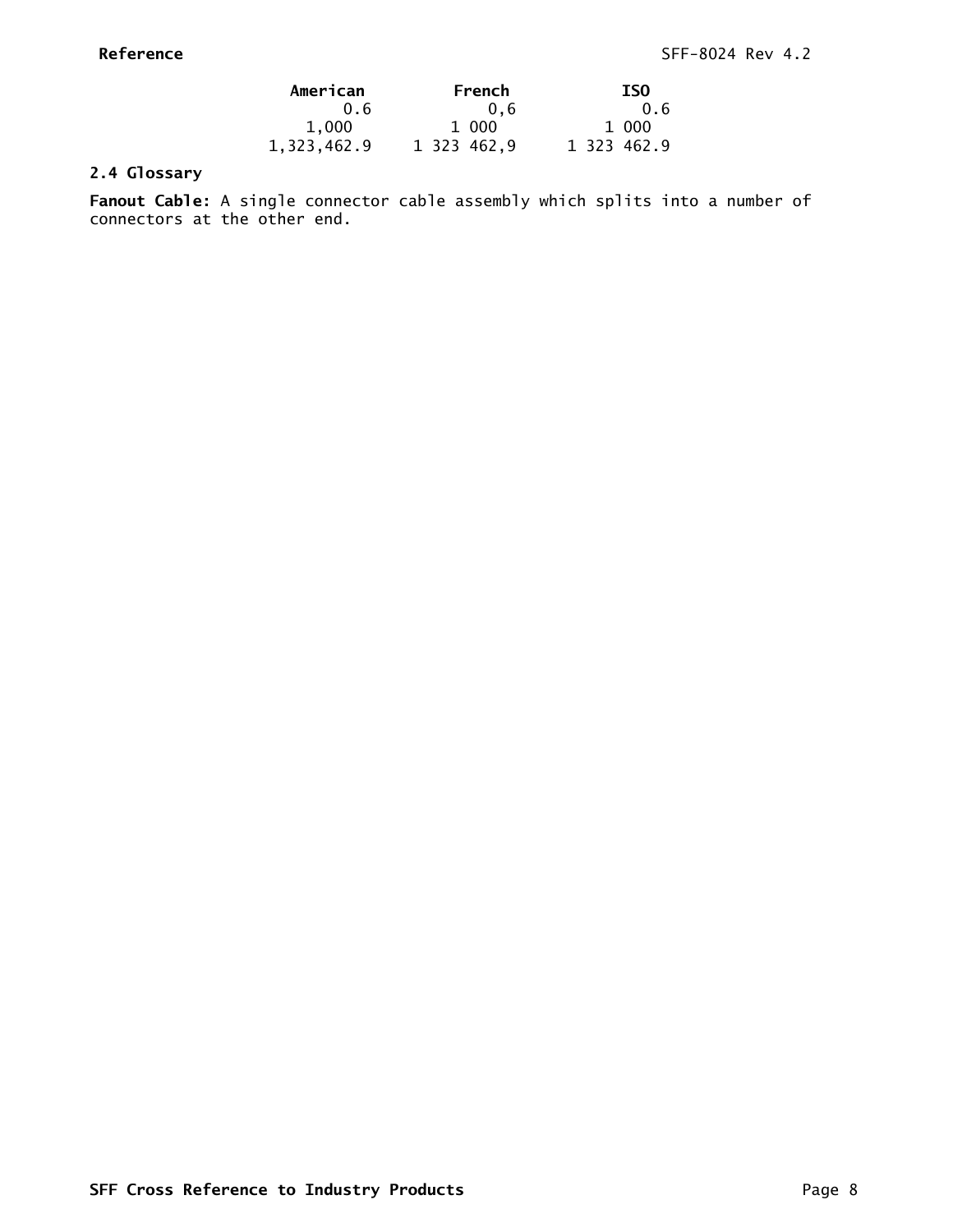| American | French | ISO |
|---|---|---|
| 0.6 | 0,6 | 0.6 |
| 1,000 | 1 000 | 1 000 |
| 1,323,462.9 | 1 323 462,9 | 1 323 462.9 |

## 2.4 Glossary

**Fanout Cable:** A single connector cable assembly which splits into a number of connectors at the other end.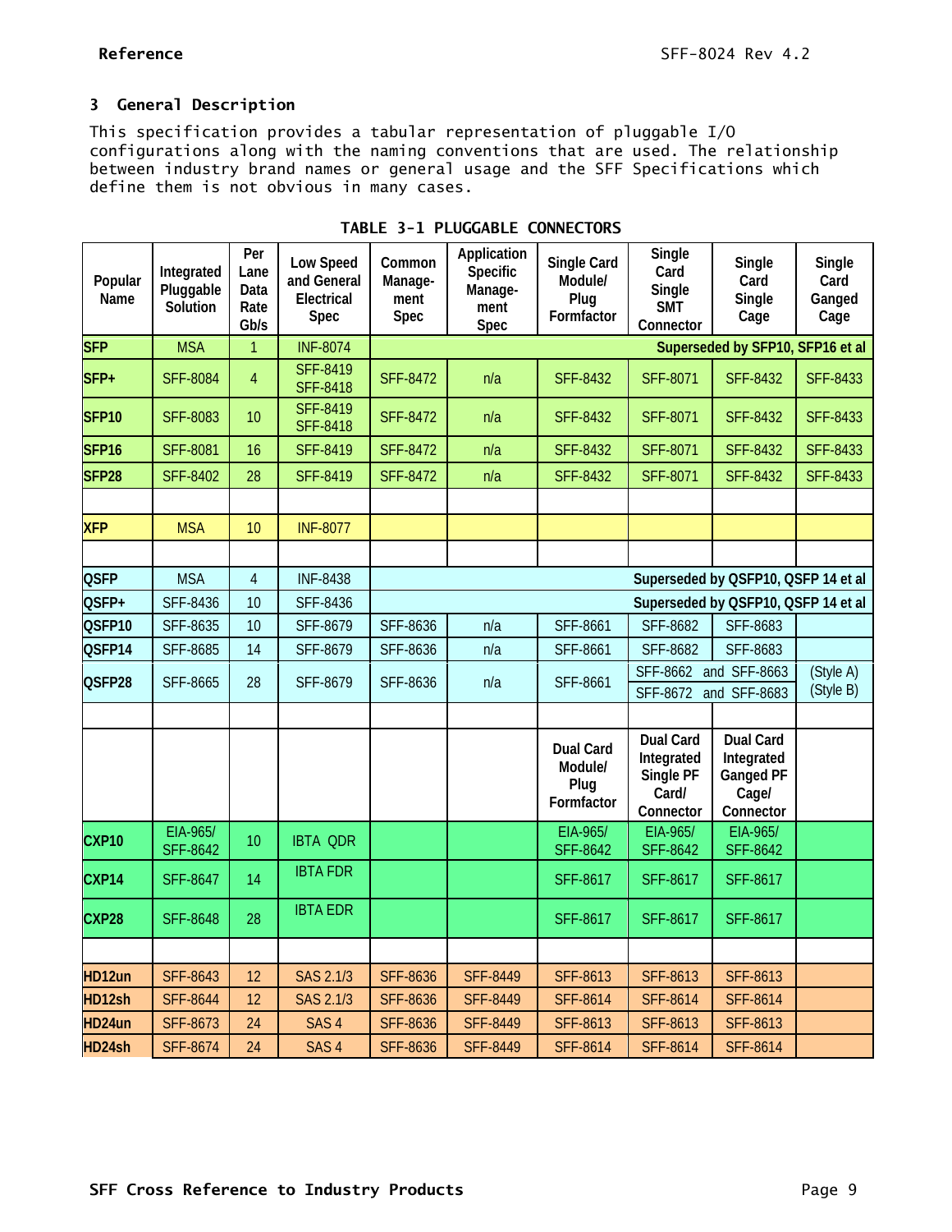## 3 General Description

This specification provides a tabular representation of pluggable I/O configurations along with the naming conventions that are used. The relationship between industry brand names or general usage and the SFF Specifications which define them is not obvious in many cases.

**TABLE 3-1 PLUGGABLE CONNECTORS**

| Popular Name | Integrated Pluggable Solution | Per Lane Data Rate Gb/s | Low Speed and General Electrical Spec | Common Manage-ment Spec | Application Specific Manage-ment Spec | Single Card Module/ Plug Formfactor | Single Card Single SMT Connector | Single Card Single Cage | Single Card Ganged Cage |
|---|---|---|---|---|---|---|---|---|---|
| **SFP** | MSA | 1 | INF-8074 | Superseded by SFP10, SFP16 et al | | | | | |
| **SFP+** | SFF-8084 | 4 | SFF-8419 SFF-8418 | SFF-8472 | n/a | SFF-8432 | SFF-8071 | SFF-8432 | SFF-8433 |
| **SFP10** | SFF-8083 | 10 | SFF-8419 SFF-8418 | SFF-8472 | n/a | SFF-8432 | SFF-8071 | SFF-8432 | SFF-8433 |
| **SFP16** | SFF-8081 | 16 | SFF-8419 | SFF-8472 | n/a | SFF-8432 | SFF-8071 | SFF-8432 | SFF-8433 |
| **SFP28** | SFF-8402 | 28 | SFF-8419 | SFF-8472 | n/a | SFF-8432 | SFF-8071 | SFF-8432 | SFF-8433 |
| | | | | | | | | | |
| **XFP** | MSA | 10 | INF-8077 | | | | | | |
| | | | | | | | | | |
| **QSFP** | MSA | 4 | INF-8438 | Superseded by QSFP10, QSFP 14 et al | | | | | |
| **QSFP+** | SFF-8436 | 10 | SFF-8436 | Superseded by QSFP10, QSFP 14 et al | | | | | |
| **QSFP10** | SFF-8635 | 10 | SFF-8679 | SFF-8636 | n/a | SFF-8661 | SFF-8682 | SFF-8683 | |
| **QSFP14** | SFF-8685 | 14 | SFF-8679 | SFF-8636 | n/a | SFF-8661 | SFF-8682 | SFF-8683 | |
| **QSFP28** | SFF-8665 | 28 | SFF-8679 | SFF-8636 | n/a | SFF-8661 | SFF-8662 and / SFF-8672 and | SFF-8663 / SFF-8683 | (Style A) / (Style B) |
| | | | | | | | | | |
| | | | | | | Dual Card Module/ Plug Formfactor | Dual Card Integrated Single PF Card/ Connector | Dual Card Integrated Ganged PF Cage/ Connector | |
| **CXP10** | EIA-965/ SFF-8642 | 10 | IBTA QDR | | | EIA-965/ SFF-8642 | EIA-965/ SFF-8642 | EIA-965/ SFF-8642 | |
| **CXP14** | SFF-8647 | 14 | IBTA FDR | | | SFF-8617 | SFF-8617 | SFF-8617 | |
| **CXP28** | SFF-8648 | 28 | IBTA EDR | | | SFF-8617 | SFF-8617 | SFF-8617 | |
| | | | | | | | | | |
| **HD12un** | SFF-8643 | 12 | SAS 2.1/3 | SFF-8636 | SFF-8449 | SFF-8613 | SFF-8613 | SFF-8613 | |
| **HD12sh** | SFF-8644 | 12 | SAS 2.1/3 | SFF-8636 | SFF-8449 | SFF-8614 | SFF-8614 | SFF-8614 | |
| **HD24un** | SFF-8673 | 24 | SAS 4 | SFF-8636 | SFF-8449 | SFF-8613 | SFF-8613 | SFF-8613 | |
| **HD24sh** | SFF-8674 | 24 | SAS 4 | SFF-8636 | SFF-8449 | SFF-8614 | SFF-8614 | SFF-8614 | |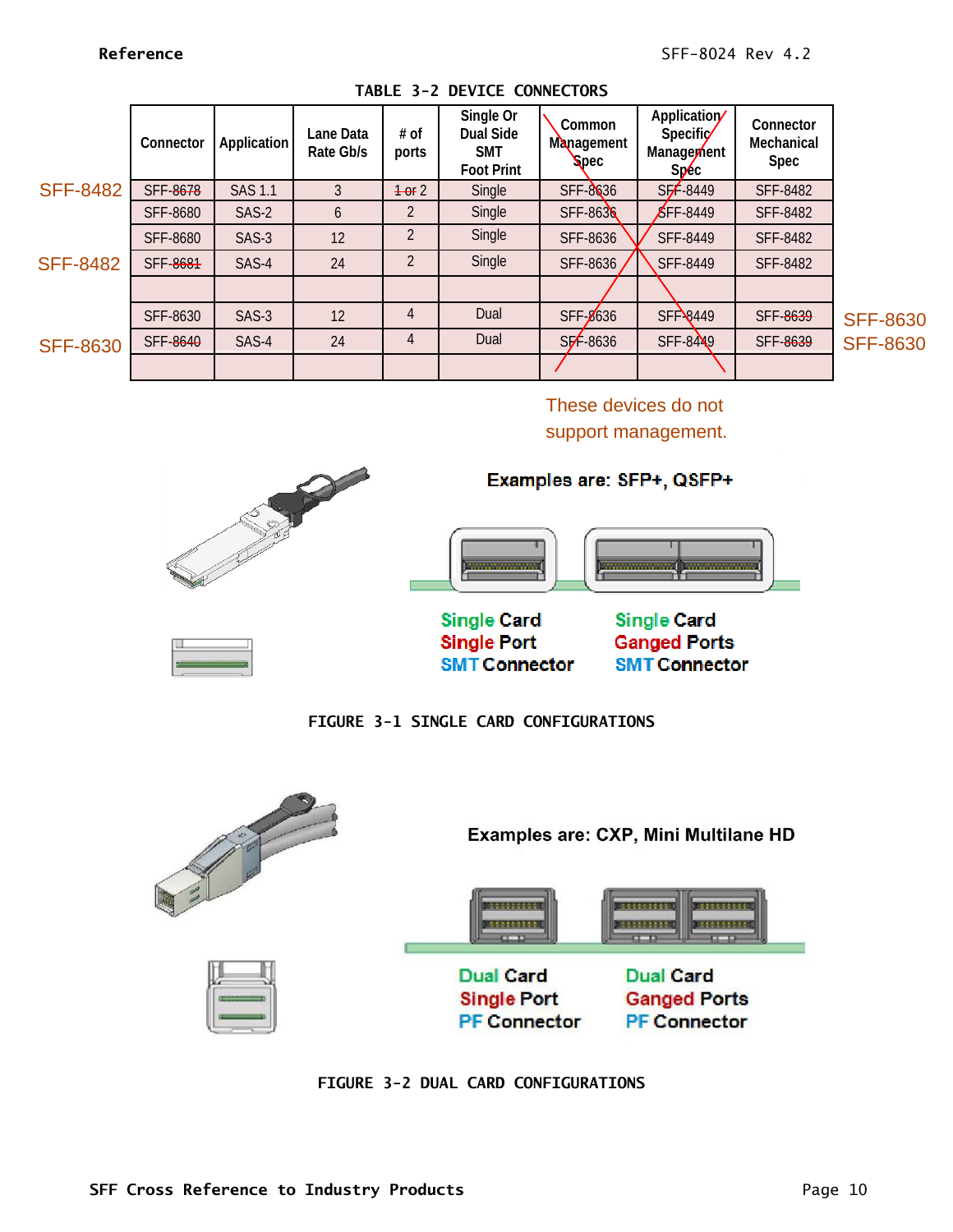TABLE 3-2 DEVICE CONNECTORS

| Connector | Application | Lane Data Rate Gb/s | # of ports | Single Or Dual Side SMT Foot Print | Common Management Spec | Application Specific Management Spec | Connector Mechanical Spec |
|---|---|---|---|---|---|---|---|
| SFF-~~8678~~ | SAS 1.1 | 3 | ~~1 or~~ 2 | Single | SFF-8636 | SFF-8449 | SFF-8482 |
| SFF-8680 | SAS-2 | 6 | 2 | Single | SFF-8636 | SFF-8449 | SFF-8482 |
| SFF-8680 | SAS-3 | 12 | 2 | Single | SFF-8636 | SFF-8449 | SFF-8482 |
| SFF-~~8681~~ | SAS-4 | 24 | 2 | Single | SFF-8636 | SFF-8449 | SFF-8482 |
| | | | | | | | |
| SFF-8630 | SAS-3 | 12 | 4 | Dual | SFF-8636 | SFF-8449 | SFF-~~8639~~ |
| SFF-~~8640~~ | SAS-4 | 24 | 4 | Dual | SFF-8636 | SFF-8449 | SFF-~~8639~~ |
| | | | | | | | |

Annotations: SFF-8482 (rows 1 and 4, left); SFF-8630 (row 7, left); SFF-8630 (rows 6 and 7, right). Common Management Spec and Application Specific Management Spec columns are crossed out.

These devices do not support management.

Examples are: SFP+, QSFP+

Single Card
Single Port
SMT Connector

Single Card
Ganged Ports
SMT Connector

FIGURE 3-1 SINGLE CARD CONFIGURATIONS

Examples are: CXP, Mini Multilane HD

Dual Card
Single Port
PF Connector

Dual Card
Ganged Ports
PF Connector

FIGURE 3-2 DUAL CARD CONFIGURATIONS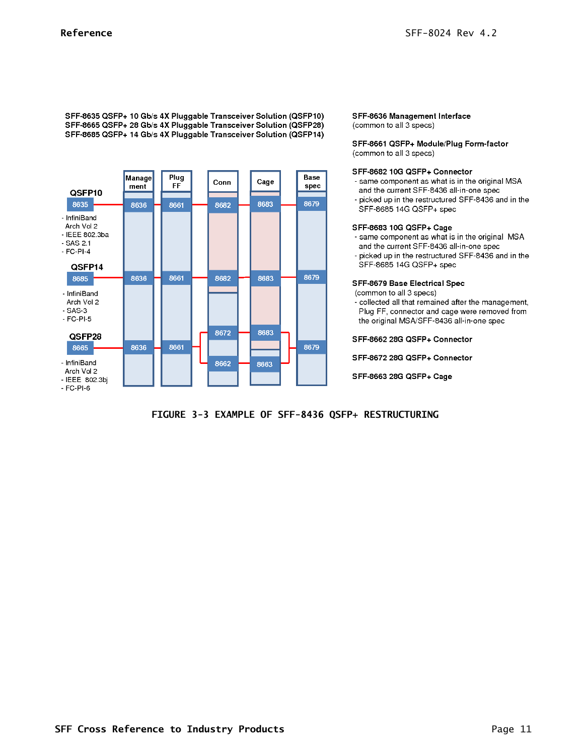SFF-8635 QSFP+ 10 Gb/s 4X Pluggable Transceiver Solution (QSFP10)
SFF-8665 QSFP+ 28 Gb/s 4X Pluggable Transceiver Solution (QSFP28)
SFF-8685 QSFP+ 14 Gb/s 4X Pluggable Transceiver Solution (QSFP14)

| | Management | Plug FF | Conn | Cage | Base spec |
|---|---|---|---|---|---|
| QSFP10 8635 | 8636 | 8661 | 8682 | 8683 | 8679 |
| QSFP14 8685 | 8636 | 8661 | 8682 | 8683 | 8679 |
| QSFP28 8665 | 8636 | 8661 | 8672 / 8662 | 8683 / 8663 | 8679 |

QSFP10:
- InfiniBand Arch Vol 2
- IEEE 802.3ba
- SAS 2.1
- FC-PI-4

QSFP14:
- InfiniBand Arch Vol 2
- SAS-3
- FC-PI-5

QSFP28:
- InfiniBand Arch Vol 2
- IEEE 802.3bj
- FC-PI-6

**SFF-8636 Management Interface**
(common to all 3 specs)

**SFF-8661 QSFP+ Module/Plug Form-factor**
(common to all 3 specs)

**SFF-8682 10G QSFP+ Connector**
- same component as what is in the original MSA and the current SFF-8436 all-in-one spec
- picked up in the restructured SFF-8436 and in the SFF-8685 14G QSFP+ spec

**SFF-8683 10G QSFP+ Cage**
- same component as what is in the original MSA and the current SFF-8436 all-in-one spec
- picked up in the restructured SFF-8436 and in the SFF-8685 14G QSFP+ spec

**SFF-8679 Base Electrical Spec**
(common to all 3 specs)
- collected all that remained after the management, Plug FF, connector and cage were removed from the original MSA/SFF-8436 all-in-one spec

**SFF-8662 28G QSFP+ Connector**

**SFF-8672 28G QSFP+ Connector**

**SFF-8663 28G QSFP+ Cage**

FIGURE 3-3 EXAMPLE OF SFF-8436 QSFP+ RESTRUCTURING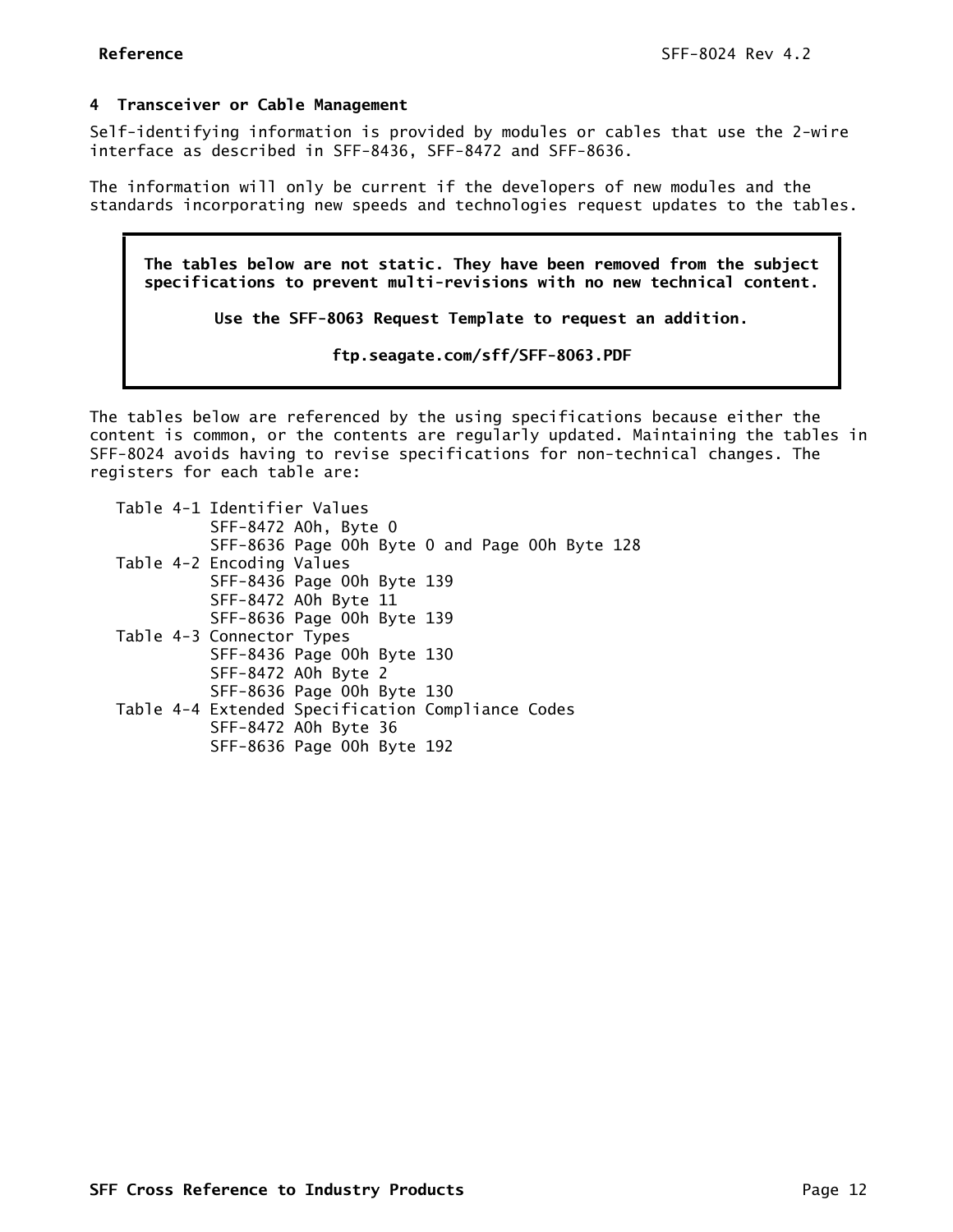# 4 Transceiver or Cable Management

Self-identifying information is provided by modules or cables that use the 2-wire interface as described in SFF-8436, SFF-8472 and SFF-8636.

The information will only be current if the developers of new modules and the standards incorporating new speeds and technologies request updates to the tables.

> **The tables below are not static. They have been removed from the subject specifications to prevent multi-revisions with no new technical content.**
>
> **Use the SFF-8063 Request Template to request an addition.**
>
> **ftp.seagate.com/sff/SFF-8063.PDF**

The tables below are referenced by the using specifications because either the content is common, or the contents are regularly updated. Maintaining the tables in SFF-8024 avoids having to revise specifications for non-technical changes. The registers for each table are:

```
Table 4-1 Identifier Values
          SFF-8472 A0h, Byte 0
          SFF-8636 Page 00h Byte 0 and Page 00h Byte 128
Table 4-2 Encoding Values
          SFF-8436 Page 00h Byte 139
          SFF-8472 A0h Byte 11
          SFF-8636 Page 00h Byte 139
Table 4-3 Connector Types
          SFF-8436 Page 00h Byte 130
          SFF-8472 A0h Byte 2
          SFF-8636 Page 00h Byte 130
Table 4-4 Extended Specification Compliance Codes
          SFF-8472 A0h Byte 36
          SFF-8636 Page 00h Byte 192
```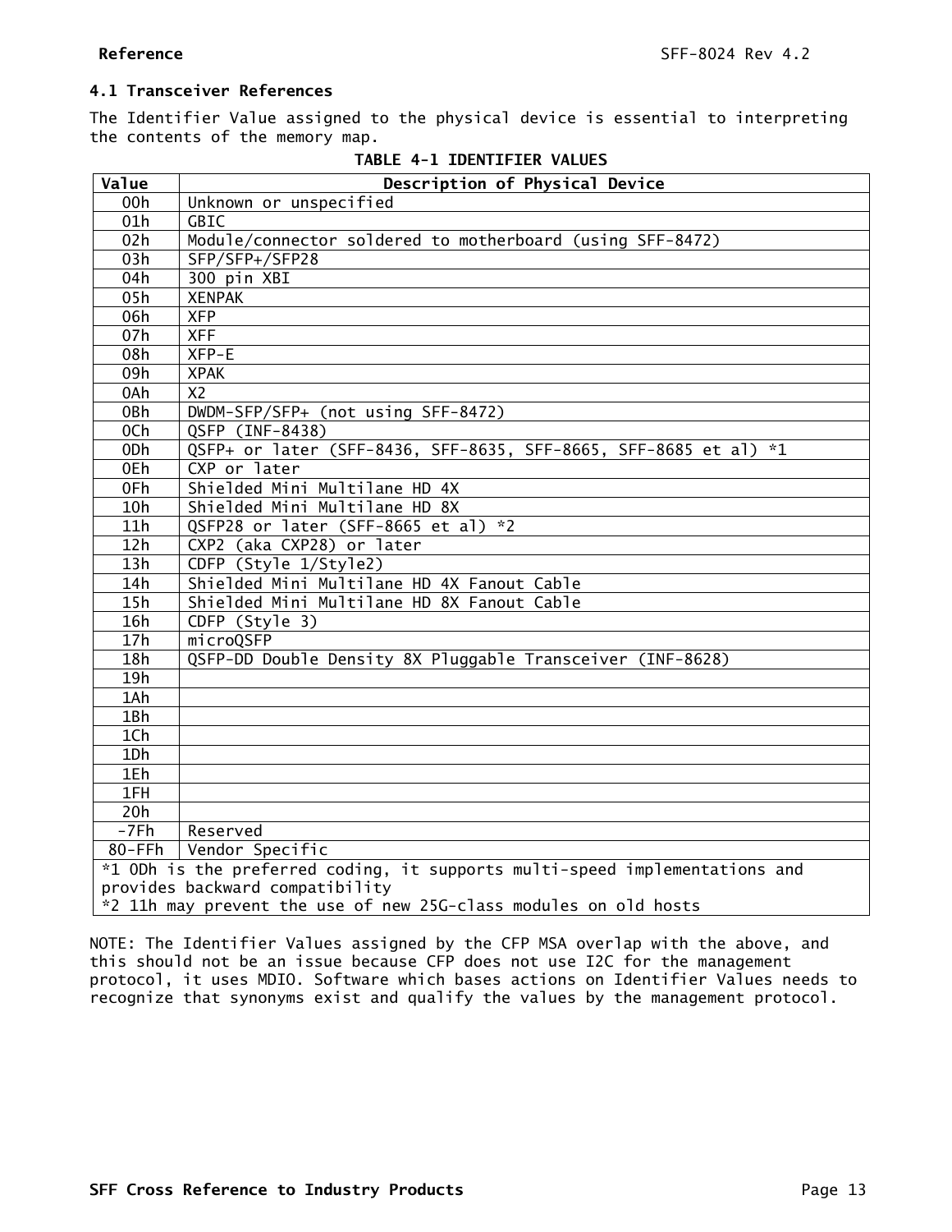## 4.1 Transceiver References

The Identifier Value assigned to the physical device is essential to interpreting the contents of the memory map.

**TABLE 4-1 IDENTIFIER VALUES**

| Value | Description of Physical Device |
|---|---|
| 00h | Unknown or unspecified |
| 01h | GBIC |
| 02h | Module/connector soldered to motherboard (using SFF-8472) |
| 03h | SFP/SFP+/SFP28 |
| 04h | 300 pin XBI |
| 05h | XENPAK |
| 06h | XFP |
| 07h | XFF |
| 08h | XFP-E |
| 09h | XPAK |
| 0Ah | X2 |
| 0Bh | DWDM-SFP/SFP+ (not using SFF-8472) |
| 0Ch | QSFP (INF-8438) |
| 0Dh | QSFP+ or later (SFF-8436, SFF-8635, SFF-8665, SFF-8685 et al) *1 |
| 0Eh | CXP or later |
| 0Fh | Shielded Mini Multilane HD 4X |
| 10h | Shielded Mini Multilane HD 8X |
| 11h | QSFP28 or later (SFF-8665 et al) *2 |
| 12h | CXP2 (aka CXP28) or later |
| 13h | CDFP (Style 1/Style2) |
| 14h | Shielded Mini Multilane HD 4X Fanout Cable |
| 15h | Shielded Mini Multilane HD 8X Fanout Cable |
| 16h | CDFP (Style 3) |
| 17h | microQSFP |
| 18h | QSFP-DD Double Density 8X Pluggable Transceiver (INF-8628) |
| 19h | |
| 1Ah | |
| 1Bh | |
| 1Ch | |
| 1Dh | |
| 1Eh | |
| 1FH | |
| 20h | |
| -7Fh | Reserved |
| 80-FFh | Vendor Specific |
| *1 0Dh is the preferred coding, it supports multi-speed implementations and provides backward compatibility<br>*2 11h may prevent the use of new 25G-class modules on old hosts | |

NOTE: The Identifier Values assigned by the CFP MSA overlap with the above, and this should not be an issue because CFP does not use I2C for the management protocol, it uses MDIO. Software which bases actions on Identifier Values needs to recognize that synonyms exist and qualify the values by the management protocol.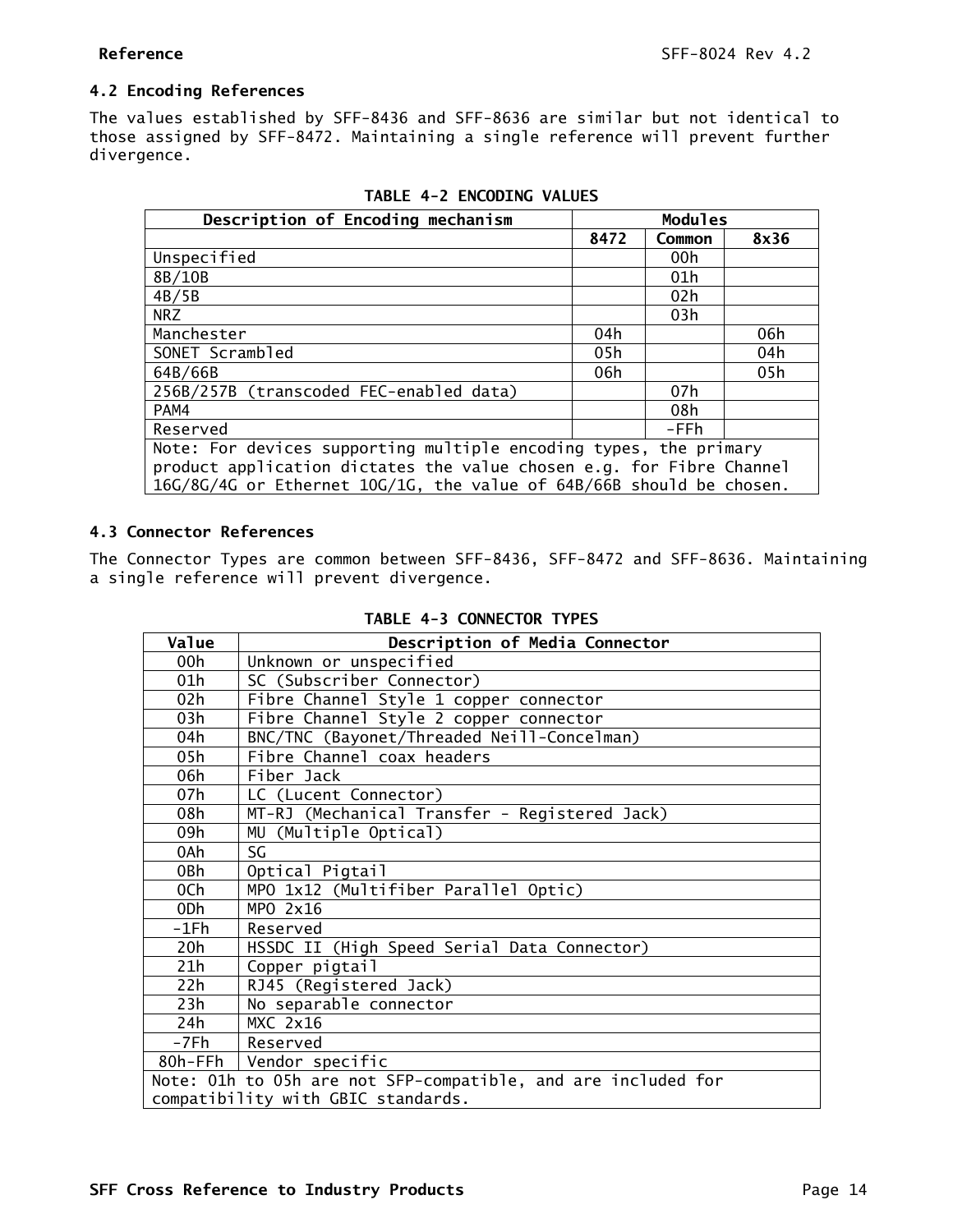## 4.2 Encoding References

The values established by SFF-8436 and SFF-8636 are similar but not identical to those assigned by SFF-8472. Maintaining a single reference will prevent further divergence.

**TABLE 4-2 ENCODING VALUES**

| Description of Encoding mechanism | Modules | | |
|---|---|---|---|
| | **8472** | **Common** | **8x36** |
| Unspecified | | 00h | |
| 8B/10B | | 01h | |
| 4B/5B | | 02h | |
| NRZ | | 03h | |
| Manchester | 04h | | 06h |
| SONET Scrambled | 05h | | 04h |
| 64B/66B | 06h | | 05h |
| 256B/257B (transcoded FEC-enabled data) | | 07h | |
| PAM4 | | 08h | |
| Reserved | | -FFh | |
| Note: For devices supporting multiple encoding types, the primary product application dictates the value chosen e.g. for Fibre Channel 16G/8G/4G or Ethernet 10G/1G, the value of 64B/66B should be chosen. | | | |

## 4.3 Connector References

The Connector Types are common between SFF-8436, SFF-8472 and SFF-8636. Maintaining a single reference will prevent divergence.

**TABLE 4-3 CONNECTOR TYPES**

| Value | Description of Media Connector |
|---|---|
| 00h | Unknown or unspecified |
| 01h | SC (Subscriber Connector) |
| 02h | Fibre Channel Style 1 copper connector |
| 03h | Fibre Channel Style 2 copper connector |
| 04h | BNC/TNC (Bayonet/Threaded Neill-Concelman) |
| 05h | Fibre Channel coax headers |
| 06h | Fiber Jack |
| 07h | LC (Lucent Connector) |
| 08h | MT-RJ (Mechanical Transfer - Registered Jack) |
| 09h | MU (Multiple Optical) |
| 0Ah | SG |
| 0Bh | Optical Pigtail |
| 0Ch | MPO 1x12 (Multifiber Parallel Optic) |
| 0Dh | MPO 2x16 |
| -1Fh | Reserved |
| 20h | HSSDC II (High Speed Serial Data Connector) |
| 21h | Copper pigtail |
| 22h | RJ45 (Registered Jack) |
| 23h | No separable connector |
| 24h | MXC 2x16 |
| -7Fh | Reserved |
| 80h-FFh | Vendor specific |
| Note: 01h to 05h are not SFP-compatible, and are included for compatibility with GBIC standards. | |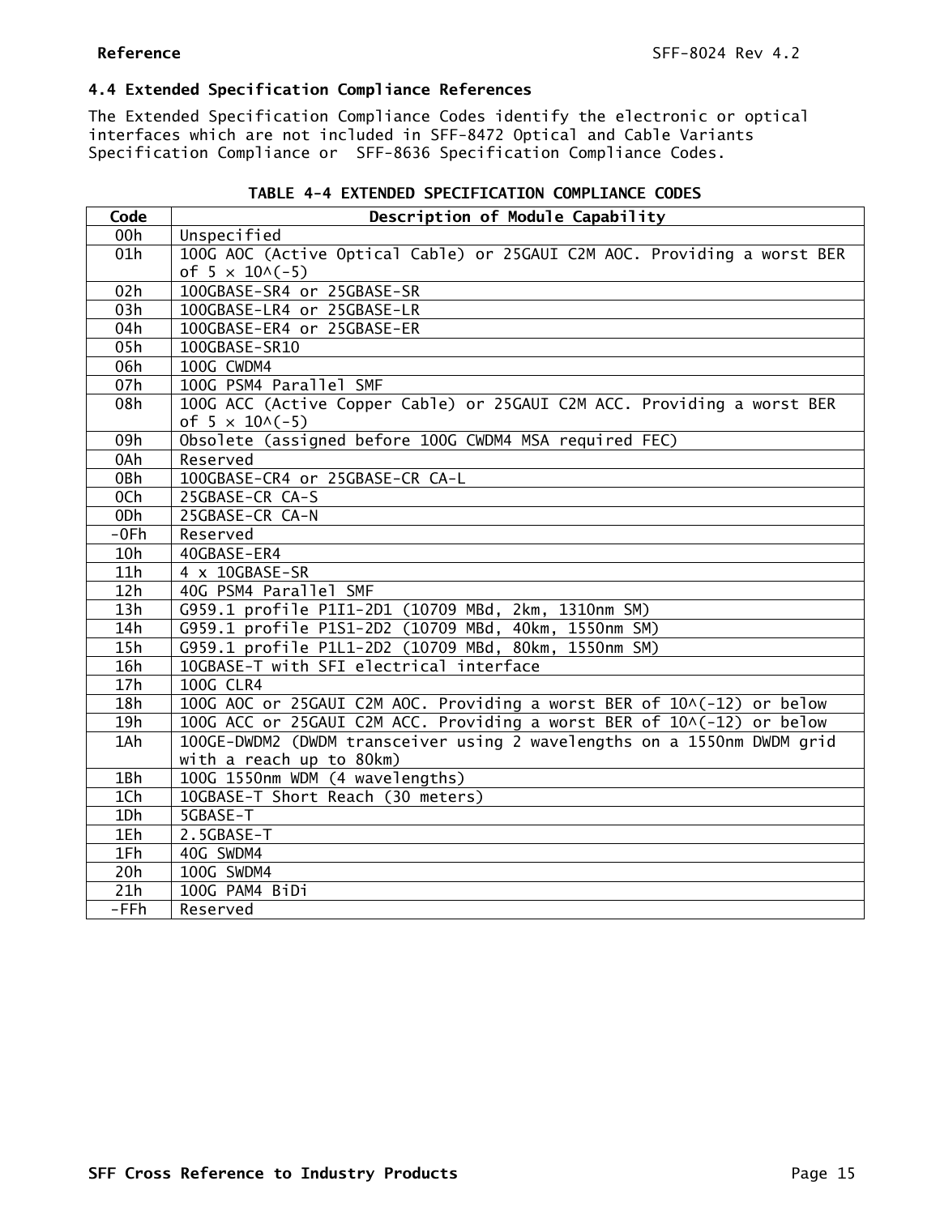### 4.4 Extended Specification Compliance References

The Extended Specification Compliance Codes identify the electronic or optical interfaces which are not included in SFF-8472 Optical and Cable Variants Specification Compliance or SFF-8636 Specification Compliance Codes.

**TABLE 4-4 EXTENDED SPECIFICATION COMPLIANCE CODES**

| Code | Description of Module Capability |
|---|---|
| 00h | Unspecified |
| 01h | 100G AOC (Active Optical Cable) or 25GAUI C2M AOC. Providing a worst BER of 5 × 10^(-5) |
| 02h | 100GBASE-SR4 or 25GBASE-SR |
| 03h | 100GBASE-LR4 or 25GBASE-LR |
| 04h | 100GBASE-ER4 or 25GBASE-ER |
| 05h | 100GBASE-SR10 |
| 06h | 100G CWDM4 |
| 07h | 100G PSM4 Parallel SMF |
| 08h | 100G ACC (Active Copper Cable) or 25GAUI C2M ACC. Providing a worst BER of 5 × 10^(-5) |
| 09h | Obsolete (assigned before 100G CWDM4 MSA required FEC) |
| 0Ah | Reserved |
| 0Bh | 100GBASE-CR4 or 25GBASE-CR CA-L |
| 0Ch | 25GBASE-CR CA-S |
| 0Dh | 25GBASE-CR CA-N |
| -0Fh | Reserved |
| 10h | 40GBASE-ER4 |
| 11h | 4 x 10GBASE-SR |
| 12h | 40G PSM4 Parallel SMF |
| 13h | G959.1 profile P1I1-2D1 (10709 MBd, 2km, 1310nm SM) |
| 14h | G959.1 profile P1S1-2D2 (10709 MBd, 40km, 1550nm SM) |
| 15h | G959.1 profile P1L1-2D2 (10709 MBd, 80km, 1550nm SM) |
| 16h | 10GBASE-T with SFI electrical interface |
| 17h | 100G CLR4 |
| 18h | 100G AOC or 25GAUI C2M AOC. Providing a worst BER of 10^(-12) or below |
| 19h | 100G ACC or 25GAUI C2M ACC. Providing a worst BER of 10^(-12) or below |
| 1Ah | 100GE-DWDM2 (DWDM transceiver using 2 wavelengths on a 1550nm DWDM grid with a reach up to 80km) |
| 1Bh | 100G 1550nm WDM (4 wavelengths) |
| 1Ch | 10GBASE-T Short Reach (30 meters) |
| 1Dh | 5GBASE-T |
| 1Eh | 2.5GBASE-T |
| 1Fh | 40G SWDM4 |
| 20h | 100G SWDM4 |
| 21h | 100G PAM4 BiDi |
| -FFh | Reserved |